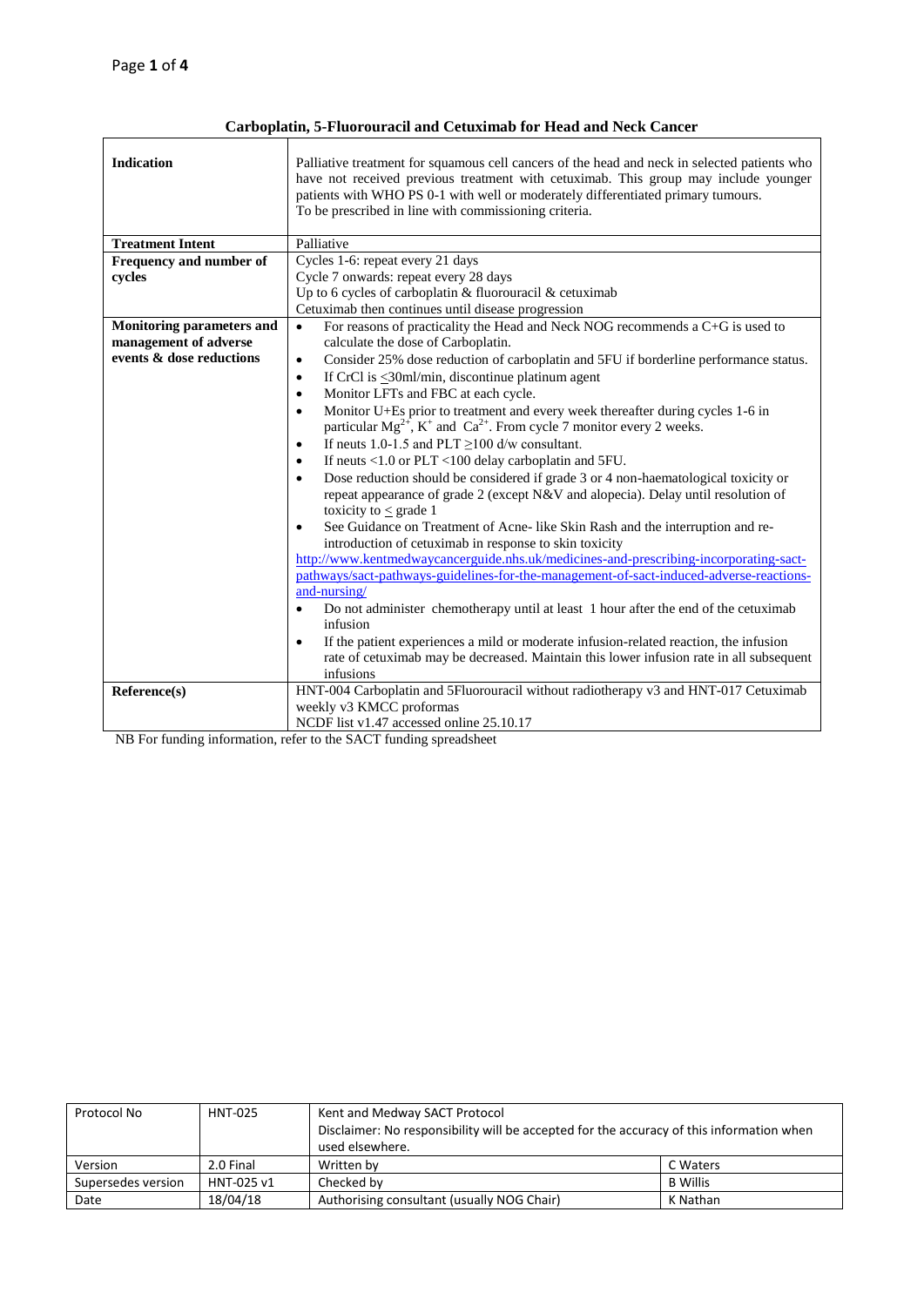# Carboplatin, 5-Fluorouracil and Cetuximab for Head and Neck Cancer

| | |
|---|---|
| **Indication** | Palliative treatment for squamous cell cancers of the head and neck in selected patients who have not received previous treatment with cetuximab. This group may include younger patients with WHO PS 0-1 with well or moderately differentiated primary tumours.<br>To be prescribed in line with commissioning criteria. |
| **Treatment Intent** | Palliative |
| **Frequency and number of cycles** | Cycles 1-6: repeat every 21 days<br>Cycle 7 onwards: repeat every 28 days<br>Up to 6 cycles of carboplatin & fluorouracil & cetuximab<br>Cetuximab then continues until disease progression |
| **Monitoring parameters and management of adverse events & dose reductions** | • For reasons of practicality the Head and Neck NOG recommends a C+G is used to calculate the dose of Carboplatin.<br>• Consider 25% dose reduction of carboplatin and 5FU if borderline performance status.<br>• If CrCl is ≤30ml/min, discontinue platinum agent<br>• Monitor LFTs and FBC at each cycle.<br>• Monitor U+Es prior to treatment and every week thereafter during cycles 1-6 in particular $Mg^{2+}$, $K^{+}$ and $Ca^{2+}$. From cycle 7 monitor every 2 weeks.<br>• If neuts 1.0-1.5 and PLT ≥100 d/w consultant.<br>• If neuts <1.0 or PLT <100 delay carboplatin and 5FU.<br>• Dose reduction should be considered if grade 3 or 4 non-haematological toxicity or repeat appearance of grade 2 (except N&V and alopecia). Delay until resolution of toxicity to ≤ grade 1<br>• See Guidance on Treatment of Acne- like Skin Rash and the interruption and re-introduction of cetuximab in response to skin toxicity<br>http://www.kentmedwaycancerguide.nhs.uk/medicines-and-prescribing-incorporating-sact-pathways/sact-pathways-guidelines-for-the-management-of-sact-induced-adverse-reactions-and-nursing/<br>• Do not administer chemotherapy until at least 1 hour after the end of the cetuximab infusion<br>• If the patient experiences a mild or moderate infusion-related reaction, the infusion rate of cetuximab may be decreased. Maintain this lower infusion rate in all subsequent infusions |
| **Reference(s)** | HNT-004 Carboplatin and 5Fluorouracil without radiotherapy v3 and HNT-017 Cetuximab weekly v3 KMCC proformas<br>NCDF list v1.47 accessed online 25.10.17 |

NB For funding information, refer to the SACT funding spreadsheet

| Protocol No | HNT-025 | Kent and Medway SACT Protocol<br>Disclaimer: No responsibility will be accepted for the accuracy of this information when used elsewhere. | |
|---|---|---|---|
| Version | 2.0 Final | Written by | C Waters |
| Supersedes version | HNT-025 v1 | Checked by | B Willis |
| Date | 18/04/18 | Authorising consultant (usually NOG Chair) | K Nathan |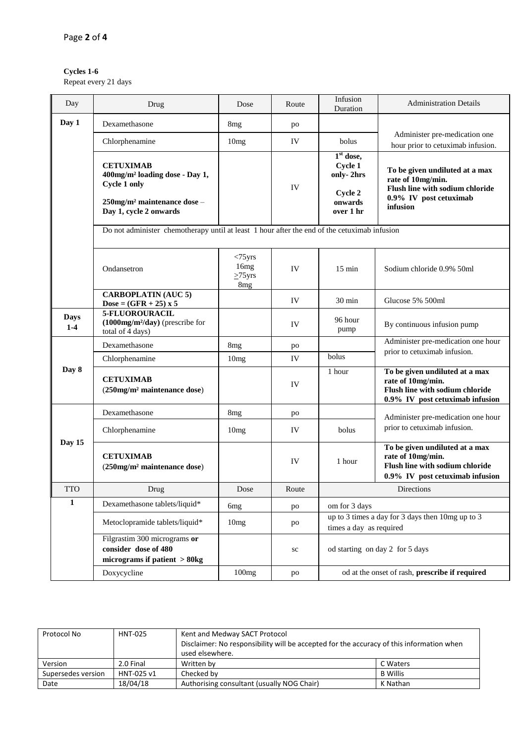**Cycles 1-6**
Repeat every 21 days

| Day | Drug | Dose | Route | Infusion Duration | Administration Details |
|---|---|---|---|---|---|
| **Day 1** | Dexamethasone | 8mg | po | | Administer pre-medication one hour prior to cetuximab infusion. |
| | Chlorphenamine | 10mg | IV | bolus | |
| | **CETUXIMAB** **400mg/m² loading dose - Day 1, Cycle 1 only** **250mg/m² maintenance dose** – **Day 1, cycle 2 onwards** | | IV | **1st dose, Cycle 1 only- 2hrs** **Cycle 2 onwards over 1 hr** | **To be given undiluted at a max rate of 10mg/min. Flush line with sodium chloride 0.9% IV post cetuximab infusion** |
| | Do not administer chemotherapy until at least 1 hour after the end of the cetuximab infusion | | | | |
| | Ondansetron | <75yrs 16mg ≥75yrs 8mg | IV | 15 min | Sodium chloride 0.9% 50ml |
| | **CARBOPLATIN (AUC 5)** **Dose = (GFR + 25) x 5** | | IV | 30 min | Glucose 5% 500ml |
| **Days 1-4** | **5-FLUOROURACIL (1000mg/m²/day)** (prescribe for total of 4 days) | | IV | 96 hour pump | By continuous infusion pump |
| **Day 8** | Dexamethasone | 8mg | po | | Administer pre-medication one hour prior to cetuximab infusion. |
| | Chlorphenamine | 10mg | IV | bolus | |
| | **CETUXIMAB** (**250mg/m² maintenance dose**) | | IV | 1 hour | **To be given undiluted at a max rate of 10mg/min. Flush line with sodium chloride 0.9% IV post cetuximab infusion** |
| **Day 15** | Dexamethasone | 8mg | po | | Administer pre-medication one hour prior to cetuximab infusion. |
| | Chlorphenamine | 10mg | IV | bolus | |
| | **CETUXIMAB** (**250mg/m² maintenance dose**) | | IV | 1 hour | **To be given undiluted at a max rate of 10mg/min. Flush line with sodium chloride 0.9% IV post cetuximab infusion** |
| TTO | Drug | Dose | Route | Directions | |
| **1** | Dexamethasone tablets/liquid* | 6mg | po | om for 3 days | |
| | Metoclopramide tablets/liquid* | 10mg | po | up to 3 times a day for 3 days then 10mg up to 3 times a day as required | |
| | Filgrastim 300 micrograms **or consider dose of 480 micrograms if patient > 80kg** | | sc | od starting on day 2 for 5 days | |
| | Doxycycline | 100mg | po | od at the onset of rash, **prescribe if required** | |

| Protocol No | HNT-025 | Kent and Medway SACT Protocol Disclaimer: No responsibility will be accepted for the accuracy of this information when used elsewhere. | |
|---|---|---|---|
| Version | 2.0 Final | Written by | C Waters |
| Supersedes version | HNT-025 v1 | Checked by | B Willis |
| Date | 18/04/18 | Authorising consultant (usually NOG Chair) | K Nathan |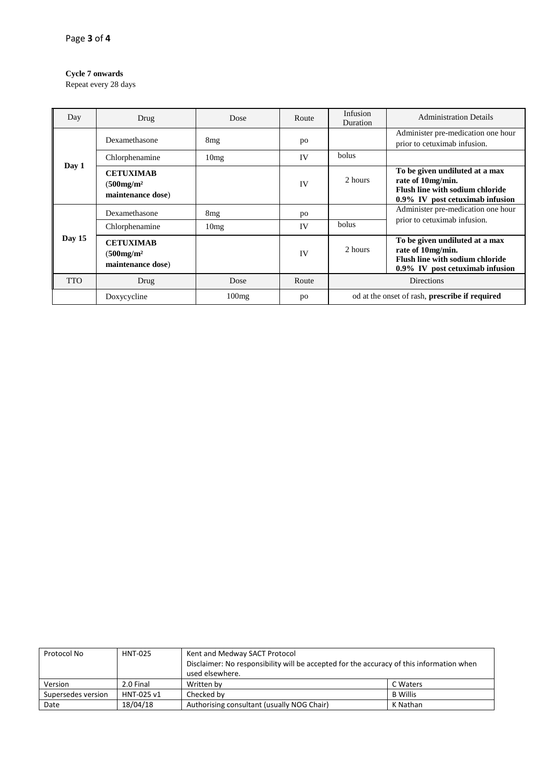**Cycle 7 onwards**
Repeat every 28 days

| Day | Drug | Dose | Route | Infusion Duration | Administration Details |
|---|---|---|---|---|---|
| **Day 1** | Dexamethasone | 8mg | po | | Administer pre-medication one hour prior to cetuximab infusion. |
| | Chlorphenamine | 10mg | IV | bolus | |
| | **CETUXIMAB** (**500mg/m²** **maintenance dose**) | | IV | 2 hours | **To be given undiluted at a max rate of 10mg/min. Flush line with sodium chloride 0.9% IV post cetuximab infusion** |
| **Day 15** | Dexamethasone | 8mg | po | | Administer pre-medication one hour prior to cetuximab infusion. |
| | Chlorphenamine | 10mg | IV | bolus | |
| | **CETUXIMAB** (**500mg/m²** **maintenance dose**) | | IV | 2 hours | **To be given undiluted at a max rate of 10mg/min. Flush line with sodium chloride 0.9% IV post cetuximab infusion** |
| TTO | Drug | Dose | Route | Directions | |
| | Doxycycline | 100mg | po | od at the onset of rash, **prescribe if required** | |

| Protocol No | HNT-025 | Kent and Medway SACT Protocol<br>Disclaimer: No responsibility will be accepted for the accuracy of this information when used elsewhere. | |
|---|---|---|---|
| Version | 2.0 Final | Written by | C Waters |
| Supersedes version | HNT-025 v1 | Checked by | B Willis |
| Date | 18/04/18 | Authorising consultant (usually NOG Chair) | K Nathan |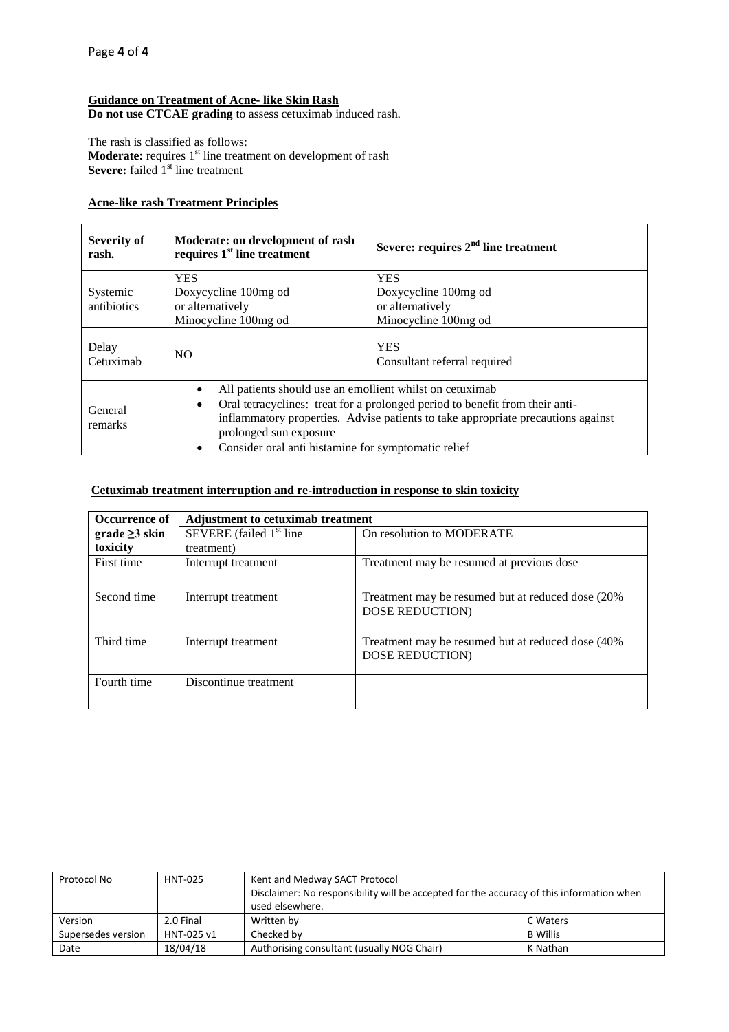**Guidance on Treatment of Acne- like Skin Rash**

**Do not use CTCAE grading** to assess cetuximab induced rash.

The rash is classified as follows:
**Moderate:** requires 1st line treatment on development of rash
**Severe:** failed 1st line treatment

**Acne-like rash Treatment Principles**

| Severity of rash. | Moderate: on development of rash requires 1st line treatment | Severe: requires 2nd line treatment |
|---|---|---|
| Systemic antibiotics | YES<br>Doxycycline 100mg od<br>or alternatively<br>Minocycline 100mg od | YES<br>Doxycycline 100mg od<br>or alternatively<br>Minocycline 100mg od |
| Delay Cetuximab | NO | YES<br>Consultant referral required |
| General remarks | • All patients should use an emollient whilst on cetuximab<br>• Oral tetracyclines: treat for a prolonged period to benefit from their anti-inflammatory properties. Advise patients to take appropriate precautions against prolonged sun exposure<br>• Consider oral anti histamine for symptomatic relief | |

**Cetuximab treatment interruption and re-introduction in response to skin toxicity**

| Occurrence of grade ≥3 skin toxicity | Adjustment to cetuximab treatment | |
|---|---|---|
| | SEVERE (failed 1st line treatment) | On resolution to MODERATE |
| First time | Interrupt treatment | Treatment may be resumed at previous dose |
| Second time | Interrupt treatment | Treatment may be resumed but at reduced dose (20% DOSE REDUCTION) |
| Third time | Interrupt treatment | Treatment may be resumed but at reduced dose (40% DOSE REDUCTION) |
| Fourth time | Discontinue treatment | |

| Protocol No | HNT-025 | Kent and Medway SACT Protocol<br>Disclaimer: No responsibility will be accepted for the accuracy of this information when used elsewhere. | |
|---|---|---|---|
| Version | 2.0 Final | Written by | C Waters |
| Supersedes version | HNT-025 v1 | Checked by | B Willis |
| Date | 18/04/18 | Authorising consultant (usually NOG Chair) | K Nathan |